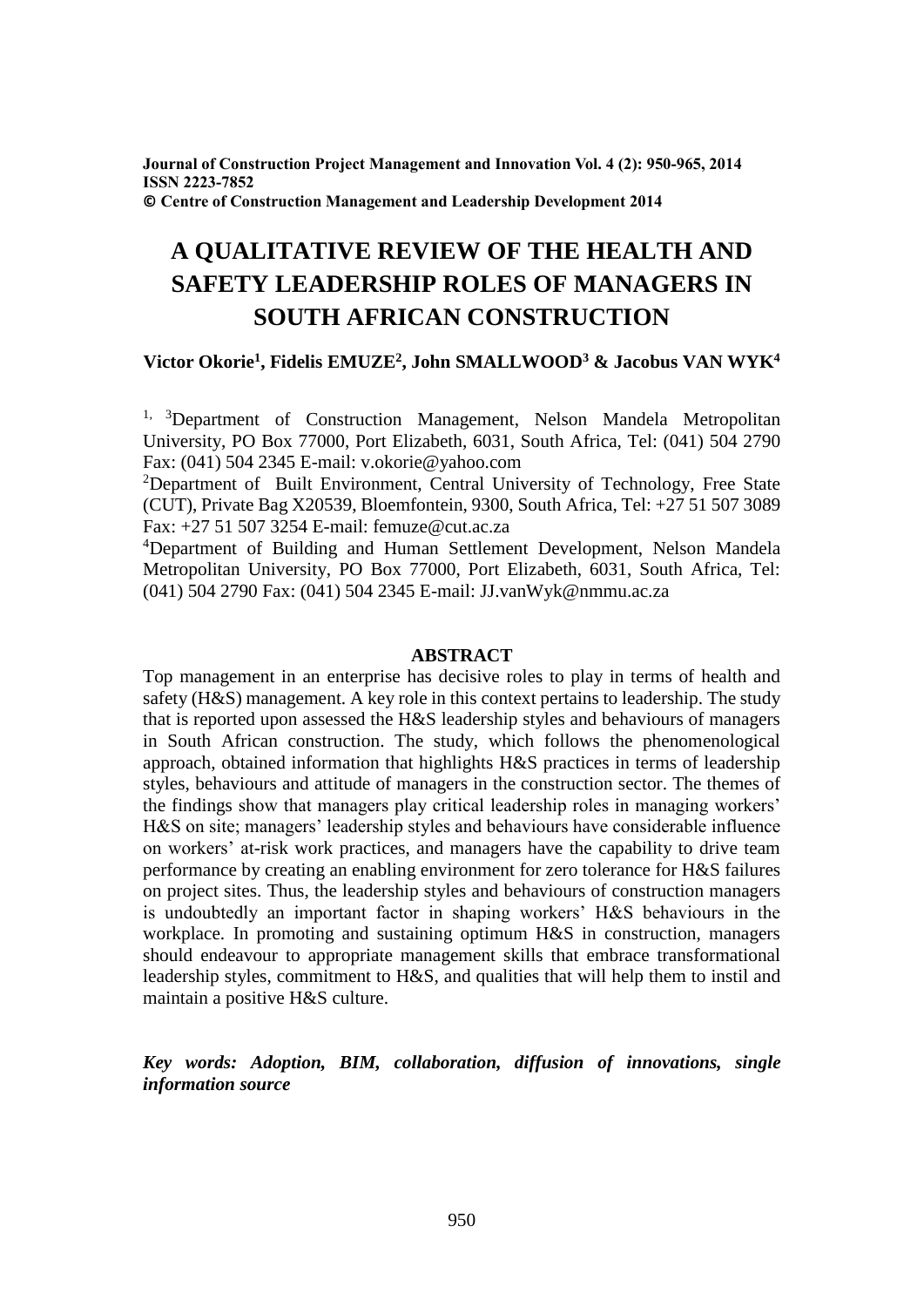**Journal of Construction Project Management and Innovation Vol. 4 (2): 950-965, 2014**
**ISSN 2223-7852**
**© Centre of Construction Management and Leadership Development 2014**

# A QUALITATIVE REVIEW OF THE HEALTH AND SAFETY LEADERSHIP ROLES OF MANAGERS IN SOUTH AFRICAN CONSTRUCTION

**Victor Okorie[1], Fidelis EMUZE[2], John SMALLWOOD[3] & Jacobus VAN WYK[4]**

[1, 3]Department of Construction Management, Nelson Mandela Metropolitan University, PO Box 77000, Port Elizabeth, 6031, South Africa, Tel: (041) 504 2790 Fax: (041) 504 2345 E-mail: v.okorie@yahoo.com

[2]Department of Built Environment, Central University of Technology, Free State (CUT), Private Bag X20539, Bloemfontein, 9300, South Africa, Tel: +27 51 507 3089 Fax: +27 51 507 3254 E-mail: femuze@cut.ac.za

[4]Department of Building and Human Settlement Development, Nelson Mandela Metropolitan University, PO Box 77000, Port Elizabeth, 6031, South Africa, Tel: (041) 504 2790 Fax: (041) 504 2345 E-mail: JJ.vanWyk@nmmu.ac.za

## ABSTRACT

Top management in an enterprise has decisive roles to play in terms of health and safety (H&S) management. A key role in this context pertains to leadership. The study that is reported upon assessed the H&S leadership styles and behaviours of managers in South African construction. The study, which follows the phenomenological approach, obtained information that highlights H&S practices in terms of leadership styles, behaviours and attitude of managers in the construction sector. The themes of the findings show that managers play critical leadership roles in managing workers' H&S on site; managers' leadership styles and behaviours have considerable influence on workers' at-risk work practices, and managers have the capability to drive team performance by creating an enabling environment for zero tolerance for H&S failures on project sites. Thus, the leadership styles and behaviours of construction managers is undoubtedly an important factor in shaping workers' H&S behaviours in the workplace. In promoting and sustaining optimum H&S in construction, managers should endeavour to appropriate management skills that embrace transformational leadership styles, commitment to H&S, and qualities that will help them to instil and maintain a positive H&S culture.

***Key words: Adoption, BIM, collaboration, diffusion of innovations, single information source***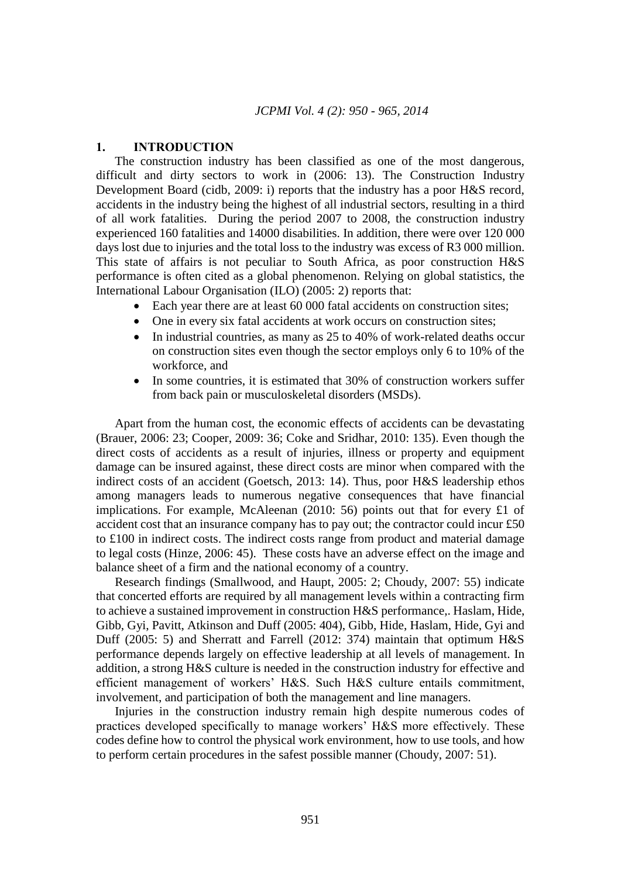## 1. INTRODUCTION

The construction industry has been classified as one of the most dangerous, difficult and dirty sectors to work in (2006: 13). The Construction Industry Development Board (cidb, 2009: i) reports that the industry has a poor H&S record, accidents in the industry being the highest of all industrial sectors, resulting in a third of all work fatalities. During the period 2007 to 2008, the construction industry experienced 160 fatalities and 14000 disabilities. In addition, there were over 120 000 days lost due to injuries and the total loss to the industry was excess of R3 000 million. This state of affairs is not peculiar to South Africa, as poor construction H&S performance is often cited as a global phenomenon. Relying on global statistics, the International Labour Organisation (ILO) (2005: 2) reports that:

- Each year there are at least 60 000 fatal accidents on construction sites;
- One in every six fatal accidents at work occurs on construction sites;
- In industrial countries, as many as 25 to 40% of work-related deaths occur on construction sites even though the sector employs only 6 to 10% of the workforce, and
- In some countries, it is estimated that 30% of construction workers suffer from back pain or musculoskeletal disorders (MSDs).

Apart from the human cost, the economic effects of accidents can be devastating (Brauer, 2006: 23; Cooper, 2009: 36; Coke and Sridhar, 2010: 135). Even though the direct costs of accidents as a result of injuries, illness or property and equipment damage can be insured against, these direct costs are minor when compared with the indirect costs of an accident (Goetsch, 2013: 14). Thus, poor H&S leadership ethos among managers leads to numerous negative consequences that have financial implications. For example, McAleenan (2010: 56) points out that for every £1 of accident cost that an insurance company has to pay out; the contractor could incur £50 to £100 in indirect costs. The indirect costs range from product and material damage to legal costs (Hinze, 2006: 45). These costs have an adverse effect on the image and balance sheet of a firm and the national economy of a country.

Research findings (Smallwood, and Haupt, 2005: 2; Choudy, 2007: 55) indicate that concerted efforts are required by all management levels within a contracting firm to achieve a sustained improvement in construction H&S performance,. Haslam, Hide, Gibb, Gyi, Pavitt, Atkinson and Duff (2005: 404), Gibb, Hide, Haslam, Hide, Gyi and Duff (2005: 5) and Sherratt and Farrell (2012: 374) maintain that optimum H&S performance depends largely on effective leadership at all levels of management. In addition, a strong H&S culture is needed in the construction industry for effective and efficient management of workers' H&S. Such H&S culture entails commitment, involvement, and participation of both the management and line managers.

Injuries in the construction industry remain high despite numerous codes of practices developed specifically to manage workers' H&S more effectively. These codes define how to control the physical work environment, how to use tools, and how to perform certain procedures in the safest possible manner (Choudy, 2007: 51).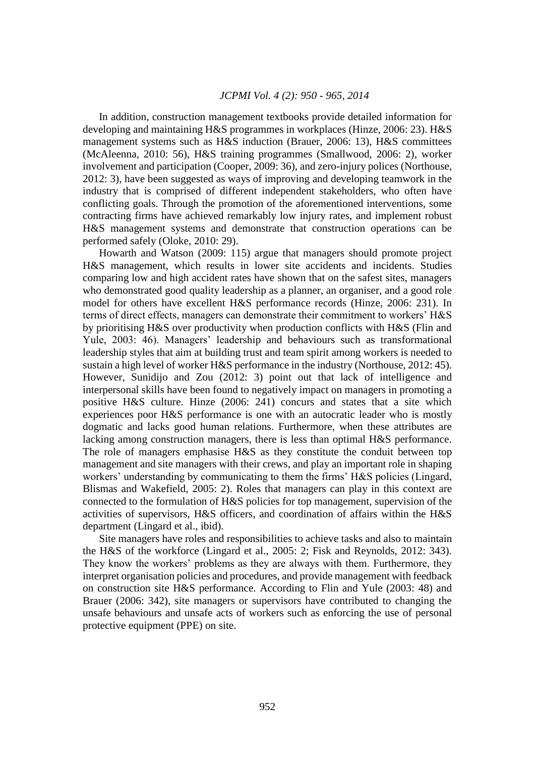In addition, construction management textbooks provide detailed information for developing and maintaining H&S programmes in workplaces (Hinze, 2006: 23). H&S management systems such as H&S induction (Brauer, 2006: 13), H&S committees (McAleenna, 2010: 56), H&S training programmes (Smallwood, 2006: 2), worker involvement and participation (Cooper, 2009: 36), and zero-injury polices (Northouse, 2012: 3), have been suggested as ways of improving and developing teamwork in the industry that is comprised of different independent stakeholders, who often have conflicting goals. Through the promotion of the aforementioned interventions, some contracting firms have achieved remarkably low injury rates, and implement robust H&S management systems and demonstrate that construction operations can be performed safely (Oloke, 2010: 29).

Howarth and Watson (2009: 115) argue that managers should promote project H&S management, which results in lower site accidents and incidents. Studies comparing low and high accident rates have shown that on the safest sites, managers who demonstrated good quality leadership as a planner, an organiser, and a good role model for others have excellent H&S performance records (Hinze, 2006: 231). In terms of direct effects, managers can demonstrate their commitment to workers' H&S by prioritising H&S over productivity when production conflicts with H&S (Flin and Yule, 2003: 46). Managers' leadership and behaviours such as transformational leadership styles that aim at building trust and team spirit among workers is needed to sustain a high level of worker H&S performance in the industry (Northouse, 2012: 45). However, Sunidijo and Zou (2012: 3) point out that lack of intelligence and interpersonal skills have been found to negatively impact on managers in promoting a positive H&S culture. Hinze (2006: 241) concurs and states that a site which experiences poor H&S performance is one with an autocratic leader who is mostly dogmatic and lacks good human relations. Furthermore, when these attributes are lacking among construction managers, there is less than optimal H&S performance. The role of managers emphasise H&S as they constitute the conduit between top management and site managers with their crews, and play an important role in shaping workers' understanding by communicating to them the firms' H&S policies (Lingard, Blismas and Wakefield, 2005: 2). Roles that managers can play in this context are connected to the formulation of H&S policies for top management, supervision of the activities of supervisors, H&S officers, and coordination of affairs within the H&S department (Lingard et al., ibid).

Site managers have roles and responsibilities to achieve tasks and also to maintain the H&S of the workforce (Lingard et al., 2005: 2; Fisk and Reynolds, 2012: 343). They know the workers' problems as they are always with them. Furthermore, they interpret organisation policies and procedures, and provide management with feedback on construction site H&S performance. According to Flin and Yule (2003: 48) and Brauer (2006: 342), site managers or supervisors have contributed to changing the unsafe behaviours and unsafe acts of workers such as enforcing the use of personal protective equipment (PPE) on site.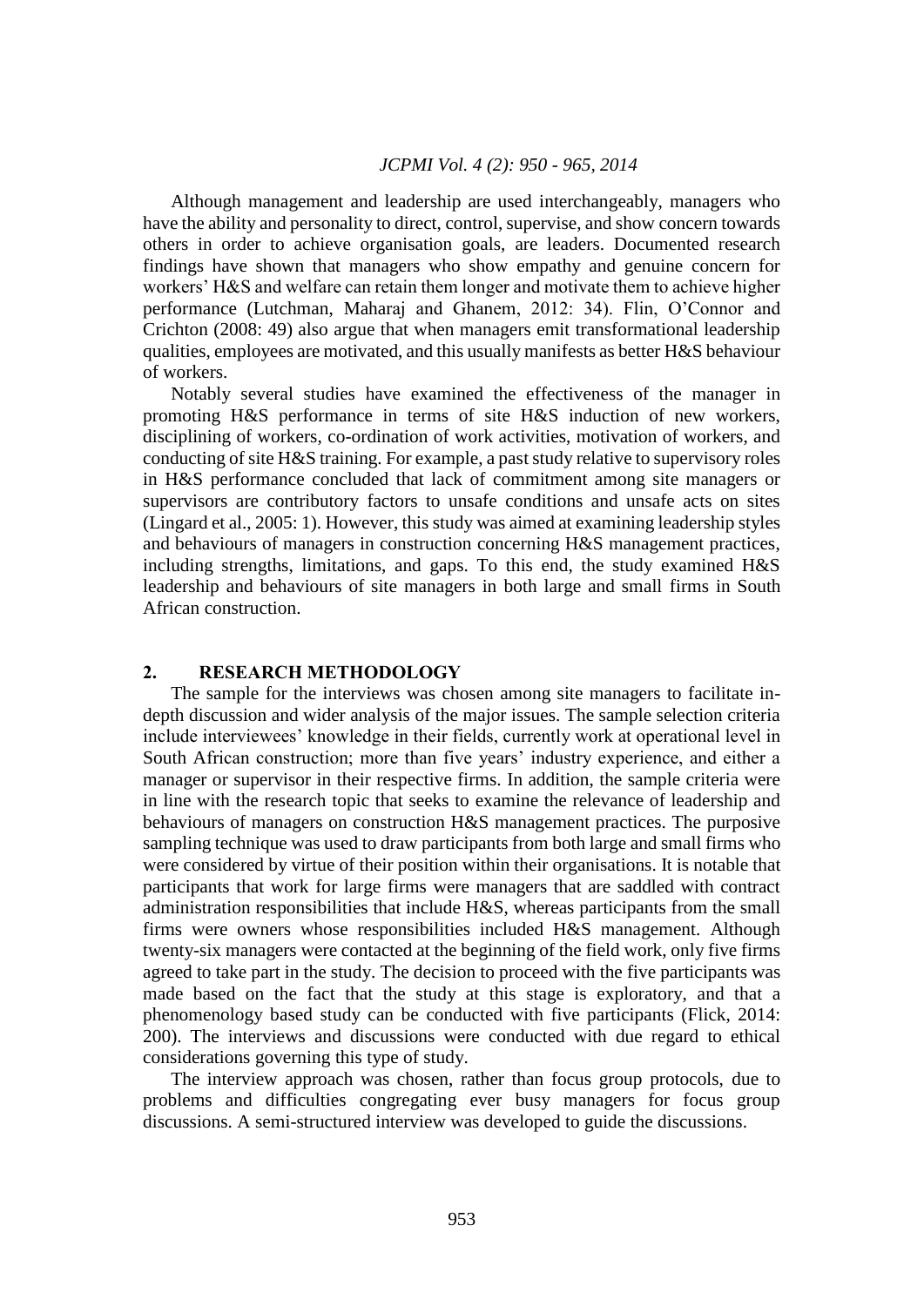Although management and leadership are used interchangeably, managers who have the ability and personality to direct, control, supervise, and show concern towards others in order to achieve organisation goals, are leaders. Documented research findings have shown that managers who show empathy and genuine concern for workers' H&S and welfare can retain them longer and motivate them to achieve higher performance (Lutchman, Maharaj and Ghanem, 2012: 34). Flin, O'Connor and Crichton (2008: 49) also argue that when managers emit transformational leadership qualities, employees are motivated, and this usually manifests as better H&S behaviour of workers.

Notably several studies have examined the effectiveness of the manager in promoting H&S performance in terms of site H&S induction of new workers, disciplining of workers, co-ordination of work activities, motivation of workers, and conducting of site H&S training. For example, a past study relative to supervisory roles in H&S performance concluded that lack of commitment among site managers or supervisors are contributory factors to unsafe conditions and unsafe acts on sites (Lingard et al., 2005: 1). However, this study was aimed at examining leadership styles and behaviours of managers in construction concerning H&S management practices, including strengths, limitations, and gaps. To this end, the study examined H&S leadership and behaviours of site managers in both large and small firms in South African construction.

## 2. RESEARCH METHODOLOGY

The sample for the interviews was chosen among site managers to facilitate in-depth discussion and wider analysis of the major issues. The sample selection criteria include interviewees' knowledge in their fields, currently work at operational level in South African construction; more than five years' industry experience, and either a manager or supervisor in their respective firms. In addition, the sample criteria were in line with the research topic that seeks to examine the relevance of leadership and behaviours of managers on construction H&S management practices. The purposive sampling technique was used to draw participants from both large and small firms who were considered by virtue of their position within their organisations. It is notable that participants that work for large firms were managers that are saddled with contract administration responsibilities that include H&S, whereas participants from the small firms were owners whose responsibilities included H&S management. Although twenty-six managers were contacted at the beginning of the field work, only five firms agreed to take part in the study. The decision to proceed with the five participants was made based on the fact that the study at this stage is exploratory, and that a phenomenology based study can be conducted with five participants (Flick, 2014: 200). The interviews and discussions were conducted with due regard to ethical considerations governing this type of study.

The interview approach was chosen, rather than focus group protocols, due to problems and difficulties congregating ever busy managers for focus group discussions. A semi-structured interview was developed to guide the discussions.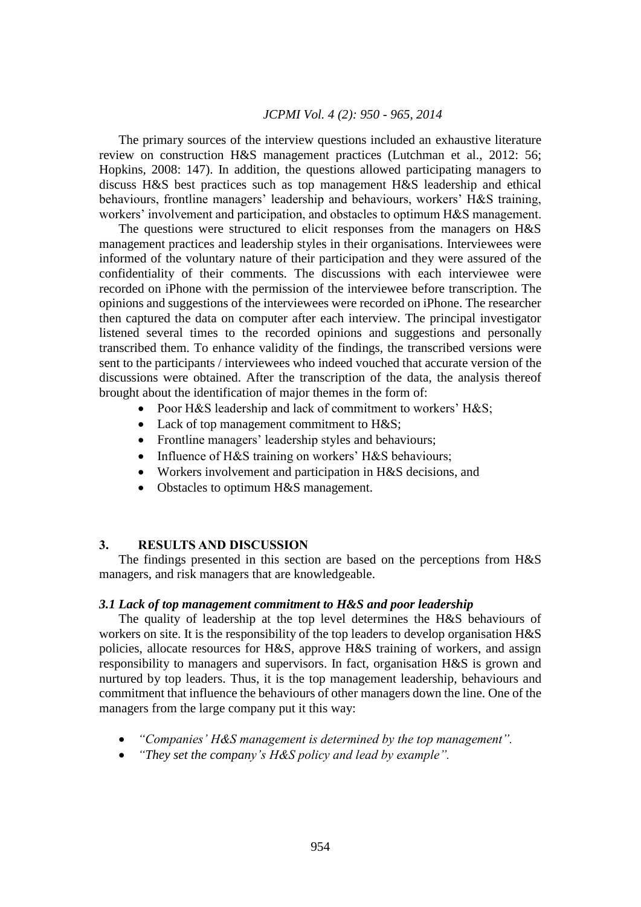The primary sources of the interview questions included an exhaustive literature review on construction H&S management practices (Lutchman et al., 2012: 56; Hopkins, 2008: 147). In addition, the questions allowed participating managers to discuss H&S best practices such as top management H&S leadership and ethical behaviours, frontline managers' leadership and behaviours, workers' H&S training, workers' involvement and participation, and obstacles to optimum H&S management.

The questions were structured to elicit responses from the managers on H&S management practices and leadership styles in their organisations. Interviewees were informed of the voluntary nature of their participation and they were assured of the confidentiality of their comments. The discussions with each interviewee were recorded on iPhone with the permission of the interviewee before transcription. The opinions and suggestions of the interviewees were recorded on iPhone. The researcher then captured the data on computer after each interview. The principal investigator listened several times to the recorded opinions and suggestions and personally transcribed them. To enhance validity of the findings, the transcribed versions were sent to the participants / interviewees who indeed vouched that accurate version of the discussions were obtained. After the transcription of the data, the analysis thereof brought about the identification of major themes in the form of:

- Poor H&S leadership and lack of commitment to workers' H&S;
- Lack of top management commitment to H&S;
- Frontline managers' leadership styles and behaviours;
- Influence of H&S training on workers' H&S behaviours;
- Workers involvement and participation in H&S decisions, and
- Obstacles to optimum H&S management.

## 3. RESULTS AND DISCUSSION

The findings presented in this section are based on the perceptions from H&S managers, and risk managers that are knowledgeable.

### *3.1 Lack of top management commitment to H&S and poor leadership*

The quality of leadership at the top level determines the H&S behaviours of workers on site. It is the responsibility of the top leaders to develop organisation H&S policies, allocate resources for H&S, approve H&S training of workers, and assign responsibility to managers and supervisors. In fact, organisation H&S is grown and nurtured by top leaders. Thus, it is the top management leadership, behaviours and commitment that influence the behaviours of other managers down the line. One of the managers from the large company put it this way:

- *"Companies' H&S management is determined by the top management".*
- *"They set the company's H&S policy and lead by example".*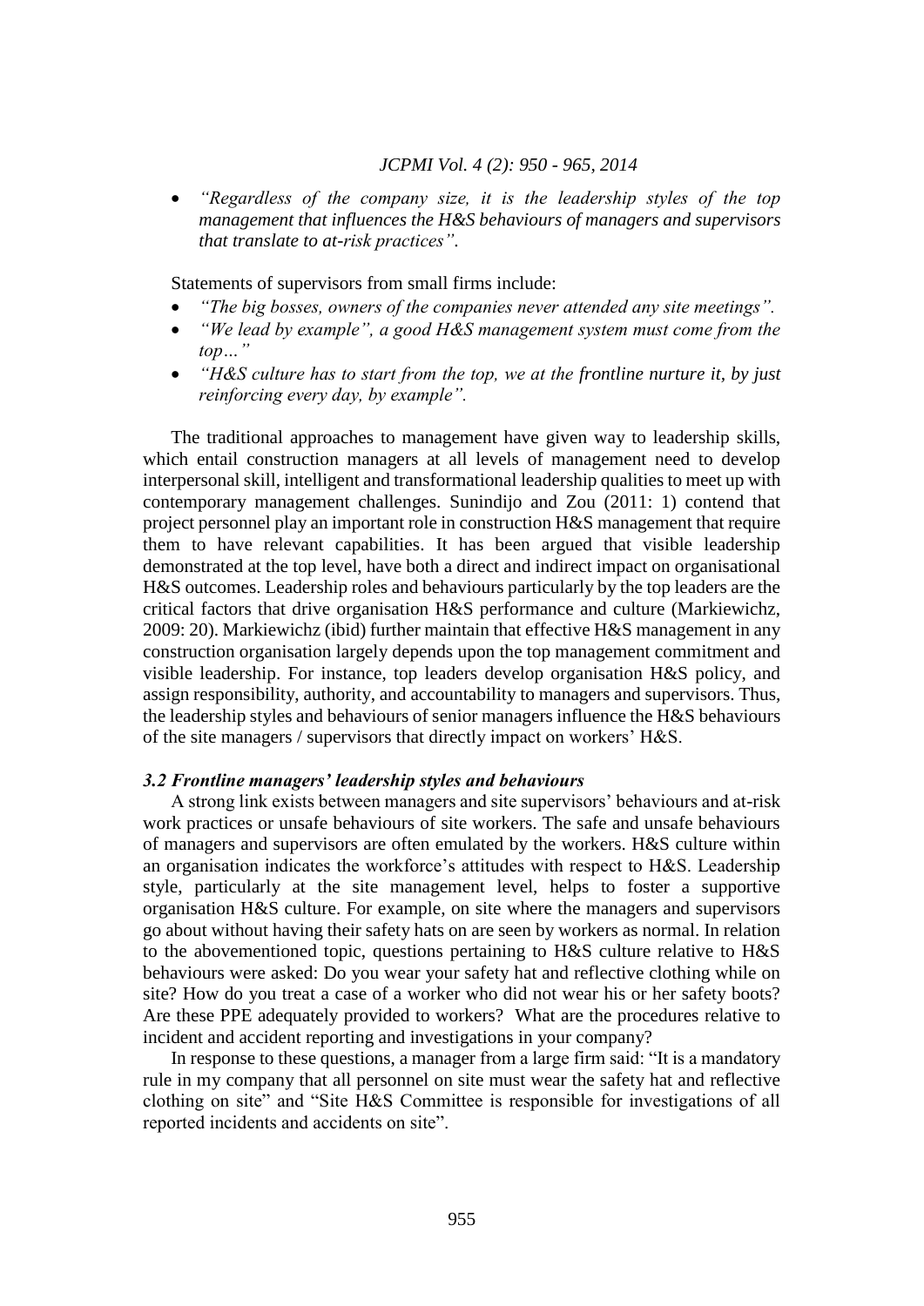- *"Regardless of the company size, it is the leadership styles of the top management that influences the H&S behaviours of managers and supervisors that translate to at-risk practices".*

Statements of supervisors from small firms include:

- *"The big bosses, owners of the companies never attended any site meetings".*
- *"We lead by example", a good H&S management system must come from the top…"*
- *"H&S culture has to start from the top, we at the frontline nurture it, by just reinforcing every day, by example".*

The traditional approaches to management have given way to leadership skills, which entail construction managers at all levels of management need to develop interpersonal skill, intelligent and transformational leadership qualities to meet up with contemporary management challenges. Sunindijo and Zou (2011: 1) contend that project personnel play an important role in construction H&S management that require them to have relevant capabilities. It has been argued that visible leadership demonstrated at the top level, have both a direct and indirect impact on organisational H&S outcomes. Leadership roles and behaviours particularly by the top leaders are the critical factors that drive organisation H&S performance and culture (Markiewichz, 2009: 20). Markiewichz (ibid) further maintain that effective H&S management in any construction organisation largely depends upon the top management commitment and visible leadership. For instance, top leaders develop organisation H&S policy, and assign responsibility, authority, and accountability to managers and supervisors. Thus, the leadership styles and behaviours of senior managers influence the H&S behaviours of the site managers / supervisors that directly impact on workers' H&S.

### *3.2 Frontline managers' leadership styles and behaviours*

A strong link exists between managers and site supervisors' behaviours and at-risk work practices or unsafe behaviours of site workers. The safe and unsafe behaviours of managers and supervisors are often emulated by the workers. H&S culture within an organisation indicates the workforce's attitudes with respect to H&S. Leadership style, particularly at the site management level, helps to foster a supportive organisation H&S culture. For example, on site where the managers and supervisors go about without having their safety hats on are seen by workers as normal. In relation to the abovementioned topic, questions pertaining to H&S culture relative to H&S behaviours were asked: Do you wear your safety hat and reflective clothing while on site? How do you treat a case of a worker who did not wear his or her safety boots? Are these PPE adequately provided to workers? What are the procedures relative to incident and accident reporting and investigations in your company?

In response to these questions, a manager from a large firm said: "It is a mandatory rule in my company that all personnel on site must wear the safety hat and reflective clothing on site" and "Site H&S Committee is responsible for investigations of all reported incidents and accidents on site".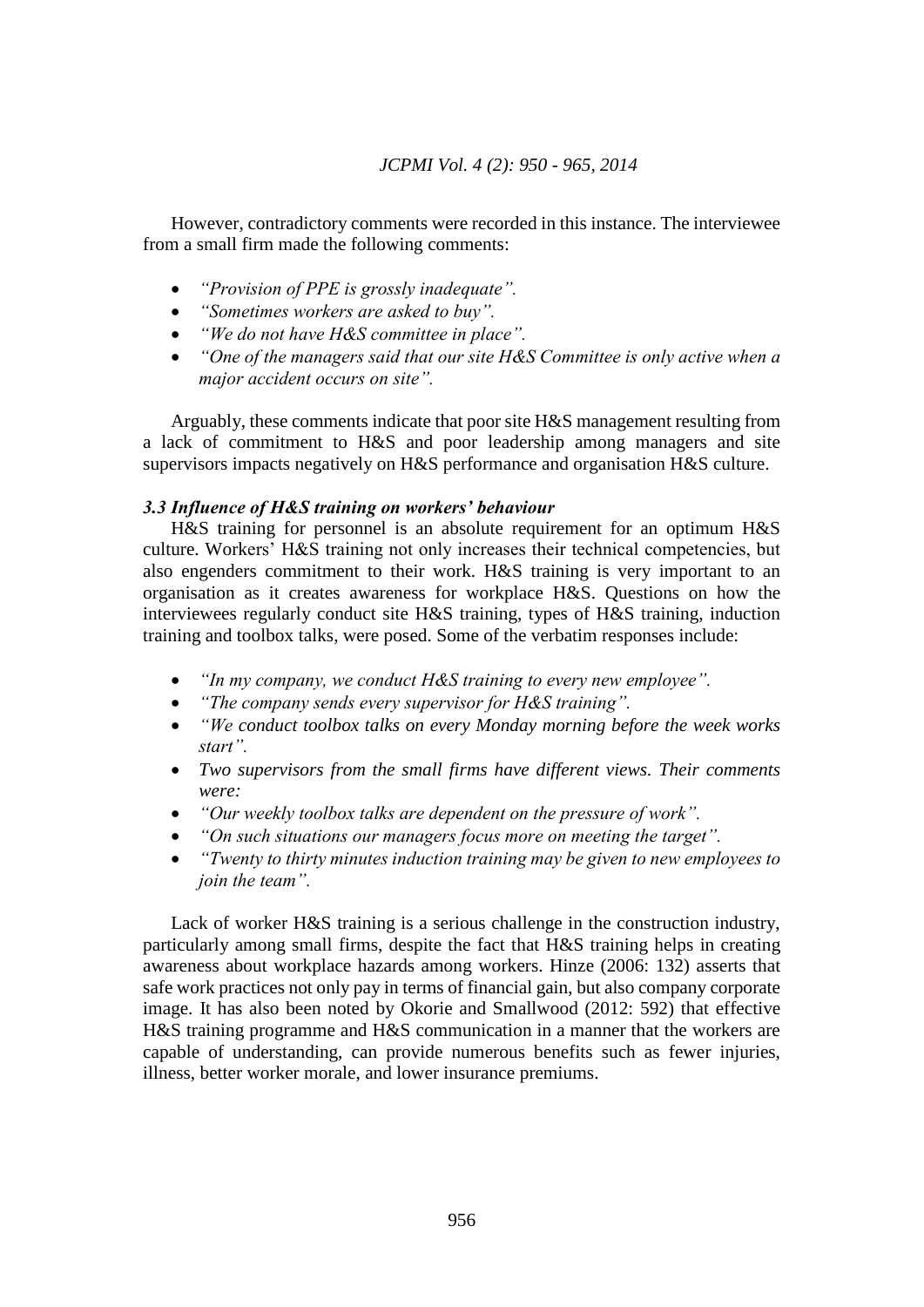However, contradictory comments were recorded in this instance. The interviewee from a small firm made the following comments:

- *"Provision of PPE is grossly inadequate".*
- *"Sometimes workers are asked to buy".*
- *"We do not have H&S committee in place".*
- *"One of the managers said that our site H&S Committee is only active when a major accident occurs on site".*

Arguably, these comments indicate that poor site H&S management resulting from a lack of commitment to H&S and poor leadership among managers and site supervisors impacts negatively on H&S performance and organisation H&S culture.

### *3.3 Influence of H&S training on workers' behaviour*

H&S training for personnel is an absolute requirement for an optimum H&S culture. Workers' H&S training not only increases their technical competencies, but also engenders commitment to their work. H&S training is very important to an organisation as it creates awareness for workplace H&S. Questions on how the interviewees regularly conduct site H&S training, types of H&S training, induction training and toolbox talks, were posed. Some of the verbatim responses include:

- *"In my company, we conduct H&S training to every new employee".*
- *"The company sends every supervisor for H&S training".*
- *"We conduct toolbox talks on every Monday morning before the week works start".*
- *Two supervisors from the small firms have different views. Their comments were:*
- *"Our weekly toolbox talks are dependent on the pressure of work".*
- *"On such situations our managers focus more on meeting the target".*
- *"Twenty to thirty minutes induction training may be given to new employees to join the team".*

Lack of worker H&S training is a serious challenge in the construction industry, particularly among small firms, despite the fact that H&S training helps in creating awareness about workplace hazards among workers. Hinze (2006: 132) asserts that safe work practices not only pay in terms of financial gain, but also company corporate image. It has also been noted by Okorie and Smallwood (2012: 592) that effective H&S training programme and H&S communication in a manner that the workers are capable of understanding, can provide numerous benefits such as fewer injuries, illness, better worker morale, and lower insurance premiums.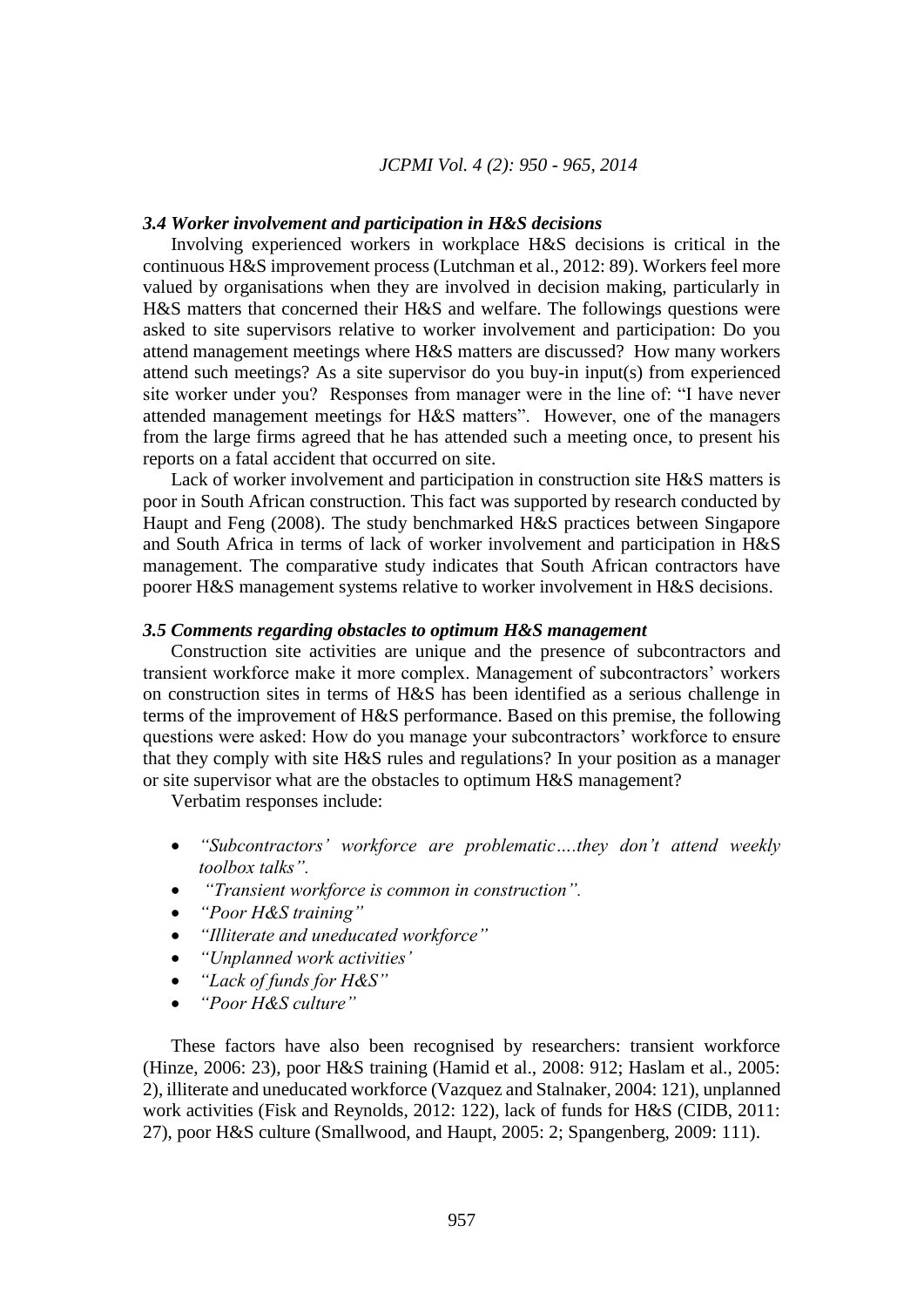### *3.4 Worker involvement and participation in H&S decisions*

Involving experienced workers in workplace H&S decisions is critical in the continuous H&S improvement process (Lutchman et al., 2012: 89). Workers feel more valued by organisations when they are involved in decision making, particularly in H&S matters that concerned their H&S and welfare. The followings questions were asked to site supervisors relative to worker involvement and participation: Do you attend management meetings where H&S matters are discussed? How many workers attend such meetings? As a site supervisor do you buy-in input(s) from experienced site worker under you? Responses from manager were in the line of: "I have never attended management meetings for H&S matters". However, one of the managers from the large firms agreed that he has attended such a meeting once, to present his reports on a fatal accident that occurred on site.

Lack of worker involvement and participation in construction site H&S matters is poor in South African construction. This fact was supported by research conducted by Haupt and Feng (2008). The study benchmarked H&S practices between Singapore and South Africa in terms of lack of worker involvement and participation in H&S management. The comparative study indicates that South African contractors have poorer H&S management systems relative to worker involvement in H&S decisions.

### *3.5 Comments regarding obstacles to optimum H&S management*

Construction site activities are unique and the presence of subcontractors and transient workforce make it more complex. Management of subcontractors' workers on construction sites in terms of H&S has been identified as a serious challenge in terms of the improvement of H&S performance. Based on this premise, the following questions were asked: How do you manage your subcontractors' workforce to ensure that they comply with site H&S rules and regulations? In your position as a manager or site supervisor what are the obstacles to optimum H&S management?

Verbatim responses include:

- *"Subcontractors' workforce are problematic….they don't attend weekly toolbox talks".*
- *"Transient workforce is common in construction".*
- *"Poor H&S training"*
- *"Illiterate and uneducated workforce"*
- *"Unplanned work activities'*
- *"Lack of funds for H&S"*
- *"Poor H&S culture"*

These factors have also been recognised by researchers: transient workforce (Hinze, 2006: 23), poor H&S training (Hamid et al., 2008: 912; Haslam et al., 2005: 2), illiterate and uneducated workforce (Vazquez and Stalnaker, 2004: 121), unplanned work activities (Fisk and Reynolds, 2012: 122), lack of funds for H&S (CIDB, 2011: 27), poor H&S culture (Smallwood, and Haupt, 2005: 2; Spangenberg, 2009: 111).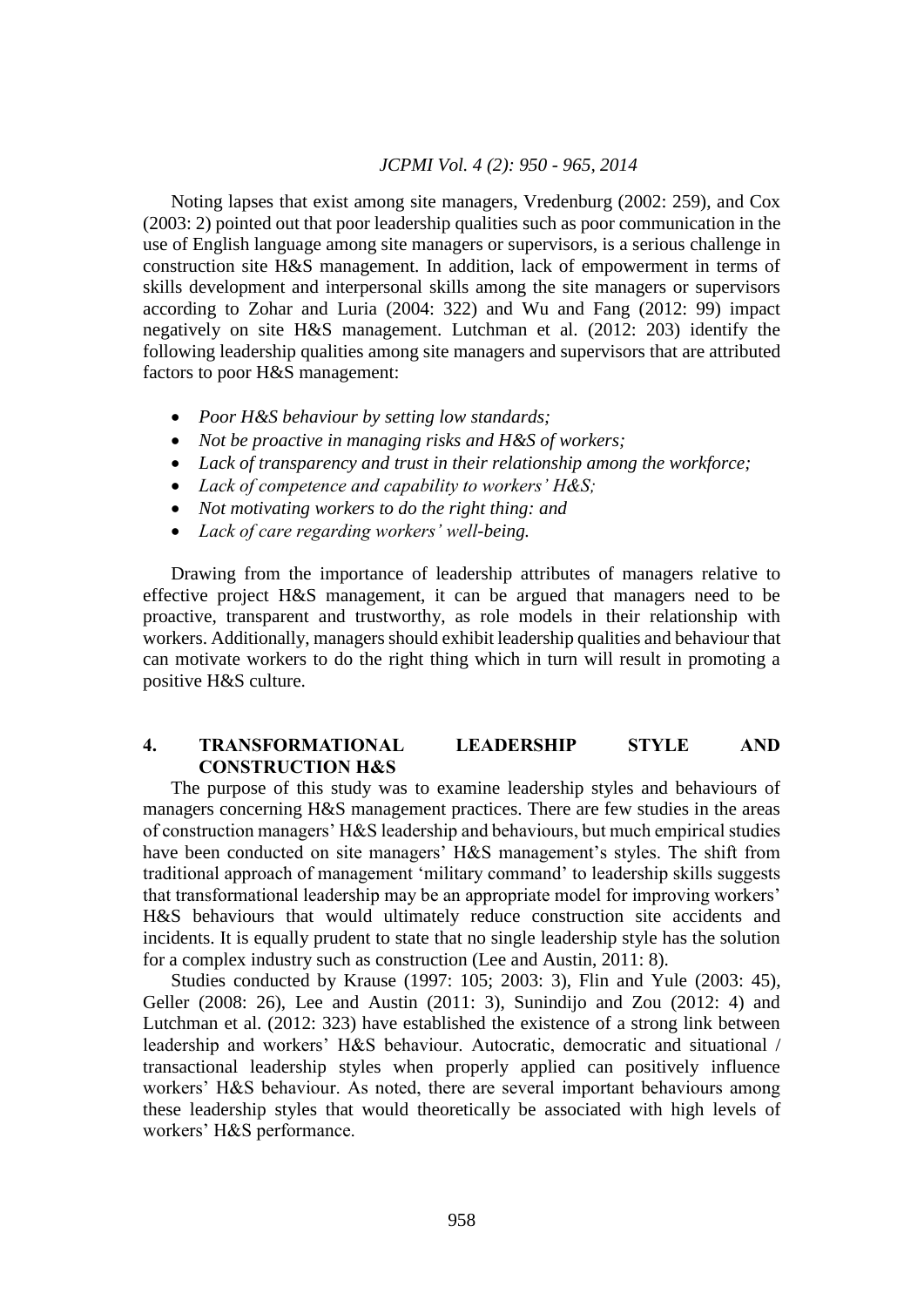Noting lapses that exist among site managers, Vredenburg (2002: 259), and Cox (2003: 2) pointed out that poor leadership qualities such as poor communication in the use of English language among site managers or supervisors, is a serious challenge in construction site H&S management. In addition, lack of empowerment in terms of skills development and interpersonal skills among the site managers or supervisors according to Zohar and Luria (2004: 322) and Wu and Fang (2012: 99) impact negatively on site H&S management. Lutchman et al. (2012: 203) identify the following leadership qualities among site managers and supervisors that are attributed factors to poor H&S management:

- *Poor H&S behaviour by setting low standards;*
- *Not be proactive in managing risks and H&S of workers;*
- *Lack of transparency and trust in their relationship among the workforce;*
- *Lack of competence and capability to workers' H&S;*
- *Not motivating workers to do the right thing: and*
- *Lack of care regarding workers' well-being.*

Drawing from the importance of leadership attributes of managers relative to effective project H&S management, it can be argued that managers need to be proactive, transparent and trustworthy, as role models in their relationship with workers. Additionally, managers should exhibit leadership qualities and behaviour that can motivate workers to do the right thing which in turn will result in promoting a positive H&S culture.

## 4. TRANSFORMATIONAL LEADERSHIP STYLE AND CONSTRUCTION H&S

The purpose of this study was to examine leadership styles and behaviours of managers concerning H&S management practices. There are few studies in the areas of construction managers' H&S leadership and behaviours, but much empirical studies have been conducted on site managers' H&S management's styles. The shift from traditional approach of management 'military command' to leadership skills suggests that transformational leadership may be an appropriate model for improving workers' H&S behaviours that would ultimately reduce construction site accidents and incidents. It is equally prudent to state that no single leadership style has the solution for a complex industry such as construction (Lee and Austin, 2011: 8).

Studies conducted by Krause (1997: 105; 2003: 3), Flin and Yule (2003: 45), Geller (2008: 26), Lee and Austin (2011: 3), Sunindijo and Zou (2012: 4) and Lutchman et al. (2012: 323) have established the existence of a strong link between leadership and workers' H&S behaviour. Autocratic, democratic and situational / transactional leadership styles when properly applied can positively influence workers' H&S behaviour. As noted, there are several important behaviours among these leadership styles that would theoretically be associated with high levels of workers' H&S performance.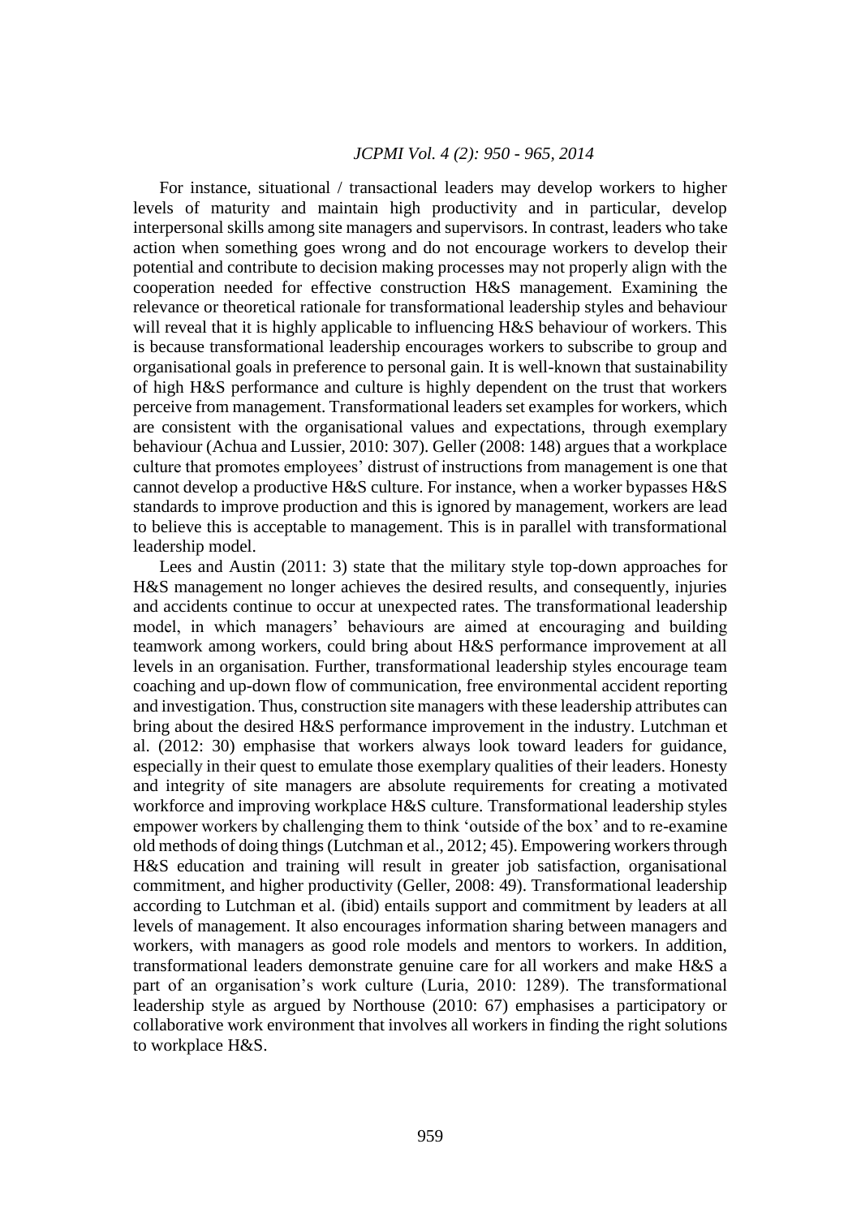For instance, situational / transactional leaders may develop workers to higher levels of maturity and maintain high productivity and in particular, develop interpersonal skills among site managers and supervisors. In contrast, leaders who take action when something goes wrong and do not encourage workers to develop their potential and contribute to decision making processes may not properly align with the cooperation needed for effective construction H&S management. Examining the relevance or theoretical rationale for transformational leadership styles and behaviour will reveal that it is highly applicable to influencing H&S behaviour of workers. This is because transformational leadership encourages workers to subscribe to group and organisational goals in preference to personal gain. It is well-known that sustainability of high H&S performance and culture is highly dependent on the trust that workers perceive from management. Transformational leaders set examples for workers, which are consistent with the organisational values and expectations, through exemplary behaviour (Achua and Lussier, 2010: 307). Geller (2008: 148) argues that a workplace culture that promotes employees' distrust of instructions from management is one that cannot develop a productive H&S culture. For instance, when a worker bypasses H&S standards to improve production and this is ignored by management, workers are lead to believe this is acceptable to management. This is in parallel with transformational leadership model.

Lees and Austin (2011: 3) state that the military style top-down approaches for H&S management no longer achieves the desired results, and consequently, injuries and accidents continue to occur at unexpected rates. The transformational leadership model, in which managers' behaviours are aimed at encouraging and building teamwork among workers, could bring about H&S performance improvement at all levels in an organisation. Further, transformational leadership styles encourage team coaching and up-down flow of communication, free environmental accident reporting and investigation. Thus, construction site managers with these leadership attributes can bring about the desired H&S performance improvement in the industry. Lutchman et al. (2012: 30) emphasise that workers always look toward leaders for guidance, especially in their quest to emulate those exemplary qualities of their leaders. Honesty and integrity of site managers are absolute requirements for creating a motivated workforce and improving workplace H&S culture. Transformational leadership styles empower workers by challenging them to think 'outside of the box' and to re-examine old methods of doing things (Lutchman et al., 2012; 45). Empowering workers through H&S education and training will result in greater job satisfaction, organisational commitment, and higher productivity (Geller, 2008: 49). Transformational leadership according to Lutchman et al. (ibid) entails support and commitment by leaders at all levels of management. It also encourages information sharing between managers and workers, with managers as good role models and mentors to workers. In addition, transformational leaders demonstrate genuine care for all workers and make H&S a part of an organisation's work culture (Luria, 2010: 1289). The transformational leadership style as argued by Northouse (2010: 67) emphasises a participatory or collaborative work environment that involves all workers in finding the right solutions to workplace H&S.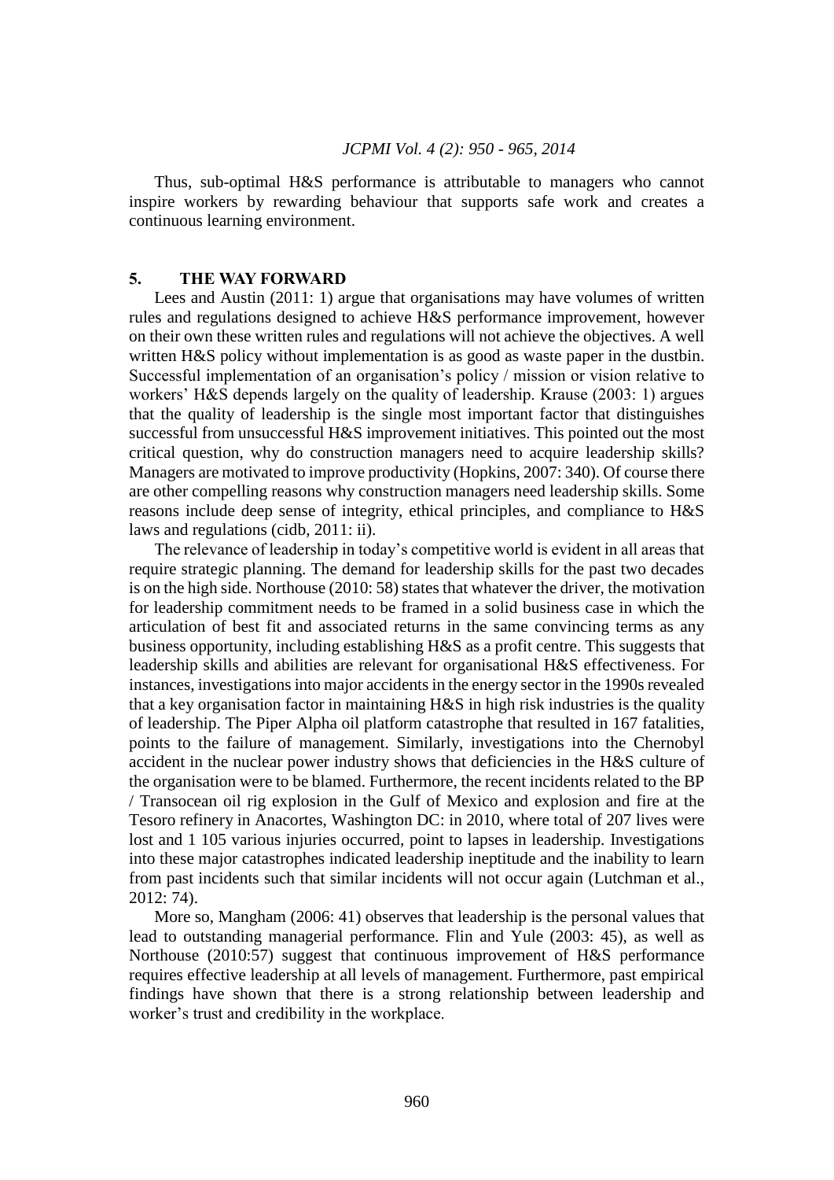Thus, sub-optimal H&S performance is attributable to managers who cannot inspire workers by rewarding behaviour that supports safe work and creates a continuous learning environment.

## 5. THE WAY FORWARD

Lees and Austin (2011: 1) argue that organisations may have volumes of written rules and regulations designed to achieve H&S performance improvement, however on their own these written rules and regulations will not achieve the objectives. A well written H&S policy without implementation is as good as waste paper in the dustbin. Successful implementation of an organisation's policy / mission or vision relative to workers' H&S depends largely on the quality of leadership. Krause (2003: 1) argues that the quality of leadership is the single most important factor that distinguishes successful from unsuccessful H&S improvement initiatives. This pointed out the most critical question, why do construction managers need to acquire leadership skills? Managers are motivated to improve productivity (Hopkins, 2007: 340). Of course there are other compelling reasons why construction managers need leadership skills. Some reasons include deep sense of integrity, ethical principles, and compliance to H&S laws and regulations (cidb, 2011: ii).

The relevance of leadership in today's competitive world is evident in all areas that require strategic planning. The demand for leadership skills for the past two decades is on the high side. Northouse (2010: 58) states that whatever the driver, the motivation for leadership commitment needs to be framed in a solid business case in which the articulation of best fit and associated returns in the same convincing terms as any business opportunity, including establishing H&S as a profit centre. This suggests that leadership skills and abilities are relevant for organisational H&S effectiveness. For instances, investigations into major accidents in the energy sector in the 1990s revealed that a key organisation factor in maintaining H&S in high risk industries is the quality of leadership. The Piper Alpha oil platform catastrophe that resulted in 167 fatalities, points to the failure of management. Similarly, investigations into the Chernobyl accident in the nuclear power industry shows that deficiencies in the H&S culture of the organisation were to be blamed. Furthermore, the recent incidents related to the BP / Transocean oil rig explosion in the Gulf of Mexico and explosion and fire at the Tesoro refinery in Anacortes, Washington DC: in 2010, where total of 207 lives were lost and 1 105 various injuries occurred, point to lapses in leadership. Investigations into these major catastrophes indicated leadership ineptitude and the inability to learn from past incidents such that similar incidents will not occur again (Lutchman et al., 2012: 74).

More so, Mangham (2006: 41) observes that leadership is the personal values that lead to outstanding managerial performance. Flin and Yule (2003: 45), as well as Northouse (2010:57) suggest that continuous improvement of H&S performance requires effective leadership at all levels of management. Furthermore, past empirical findings have shown that there is a strong relationship between leadership and worker's trust and credibility in the workplace.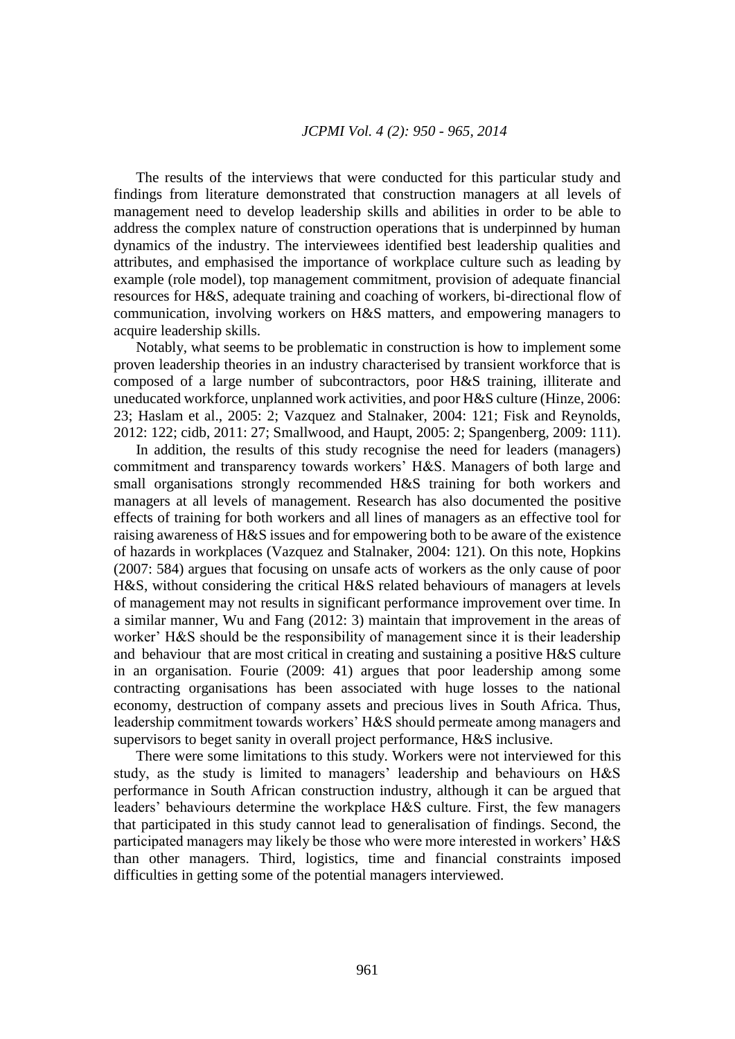The results of the interviews that were conducted for this particular study and findings from literature demonstrated that construction managers at all levels of management need to develop leadership skills and abilities in order to be able to address the complex nature of construction operations that is underpinned by human dynamics of the industry. The interviewees identified best leadership qualities and attributes, and emphasised the importance of workplace culture such as leading by example (role model), top management commitment, provision of adequate financial resources for H&S, adequate training and coaching of workers, bi-directional flow of communication, involving workers on H&S matters, and empowering managers to acquire leadership skills.

Notably, what seems to be problematic in construction is how to implement some proven leadership theories in an industry characterised by transient workforce that is composed of a large number of subcontractors, poor H&S training, illiterate and uneducated workforce, unplanned work activities, and poor H&S culture (Hinze, 2006: 23; Haslam et al., 2005: 2; Vazquez and Stalnaker, 2004: 121; Fisk and Reynolds, 2012: 122; cidb, 2011: 27; Smallwood, and Haupt, 2005: 2; Spangenberg, 2009: 111).

In addition, the results of this study recognise the need for leaders (managers) commitment and transparency towards workers' H&S. Managers of both large and small organisations strongly recommended H&S training for both workers and managers at all levels of management. Research has also documented the positive effects of training for both workers and all lines of managers as an effective tool for raising awareness of H&S issues and for empowering both to be aware of the existence of hazards in workplaces (Vazquez and Stalnaker, 2004: 121). On this note, Hopkins (2007: 584) argues that focusing on unsafe acts of workers as the only cause of poor H&S, without considering the critical H&S related behaviours of managers at levels of management may not results in significant performance improvement over time. In a similar manner, Wu and Fang (2012: 3) maintain that improvement in the areas of worker' H&S should be the responsibility of management since it is their leadership and behaviour that are most critical in creating and sustaining a positive H&S culture in an organisation. Fourie (2009: 41) argues that poor leadership among some contracting organisations has been associated with huge losses to the national economy, destruction of company assets and precious lives in South Africa. Thus, leadership commitment towards workers' H&S should permeate among managers and supervisors to beget sanity in overall project performance, H&S inclusive.

There were some limitations to this study. Workers were not interviewed for this study, as the study is limited to managers' leadership and behaviours on H&S performance in South African construction industry, although it can be argued that leaders' behaviours determine the workplace H&S culture. First, the few managers that participated in this study cannot lead to generalisation of findings. Second, the participated managers may likely be those who were more interested in workers' H&S than other managers. Third, logistics, time and financial constraints imposed difficulties in getting some of the potential managers interviewed.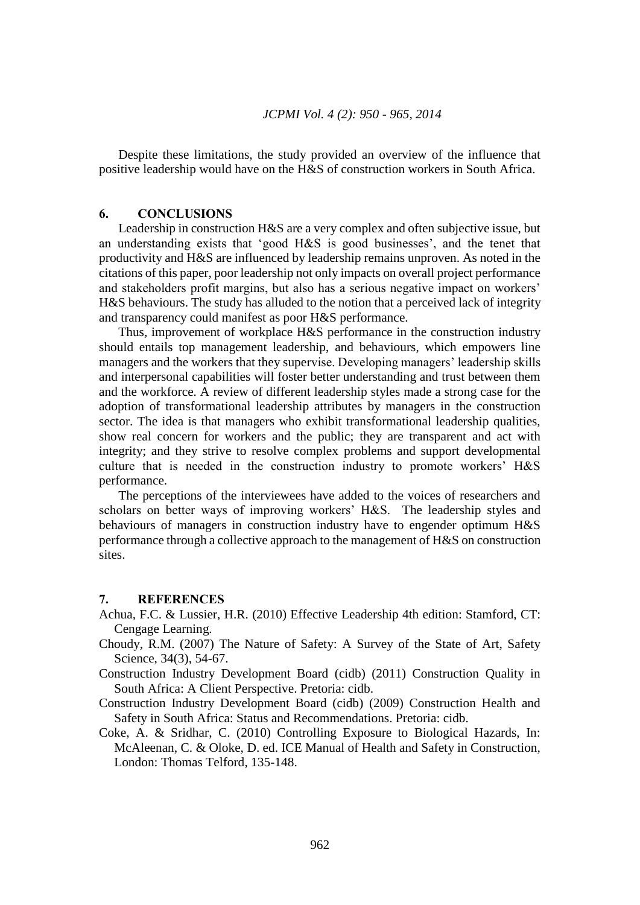Despite these limitations, the study provided an overview of the influence that positive leadership would have on the H&S of construction workers in South Africa.

## 6. CONCLUSIONS

Leadership in construction H&S are a very complex and often subjective issue, but an understanding exists that 'good H&S is good businesses', and the tenet that productivity and H&S are influenced by leadership remains unproven. As noted in the citations of this paper, poor leadership not only impacts on overall project performance and stakeholders profit margins, but also has a serious negative impact on workers' H&S behaviours. The study has alluded to the notion that a perceived lack of integrity and transparency could manifest as poor H&S performance.

Thus, improvement of workplace H&S performance in the construction industry should entails top management leadership, and behaviours, which empowers line managers and the workers that they supervise. Developing managers' leadership skills and interpersonal capabilities will foster better understanding and trust between them and the workforce. A review of different leadership styles made a strong case for the adoption of transformational leadership attributes by managers in the construction sector. The idea is that managers who exhibit transformational leadership qualities, show real concern for workers and the public; they are transparent and act with integrity; and they strive to resolve complex problems and support developmental culture that is needed in the construction industry to promote workers' H&S performance.

The perceptions of the interviewees have added to the voices of researchers and scholars on better ways of improving workers' H&S. The leadership styles and behaviours of managers in construction industry have to engender optimum H&S performance through a collective approach to the management of H&S on construction sites.

## 7. REFERENCES

Achua, F.C. & Lussier, H.R. (2010) Effective Leadership 4th edition: Stamford, CT: Cengage Learning.

Choudy, R.M. (2007) The Nature of Safety: A Survey of the State of Art, Safety Science, 34(3), 54-67.

Construction Industry Development Board (cidb) (2011) Construction Quality in South Africa: A Client Perspective. Pretoria: cidb.

Construction Industry Development Board (cidb) (2009) Construction Health and Safety in South Africa: Status and Recommendations. Pretoria: cidb.

Coke, A. & Sridhar, C. (2010) Controlling Exposure to Biological Hazards, In: McAleenan, C. & Oloke, D. ed. ICE Manual of Health and Safety in Construction, London: Thomas Telford, 135-148.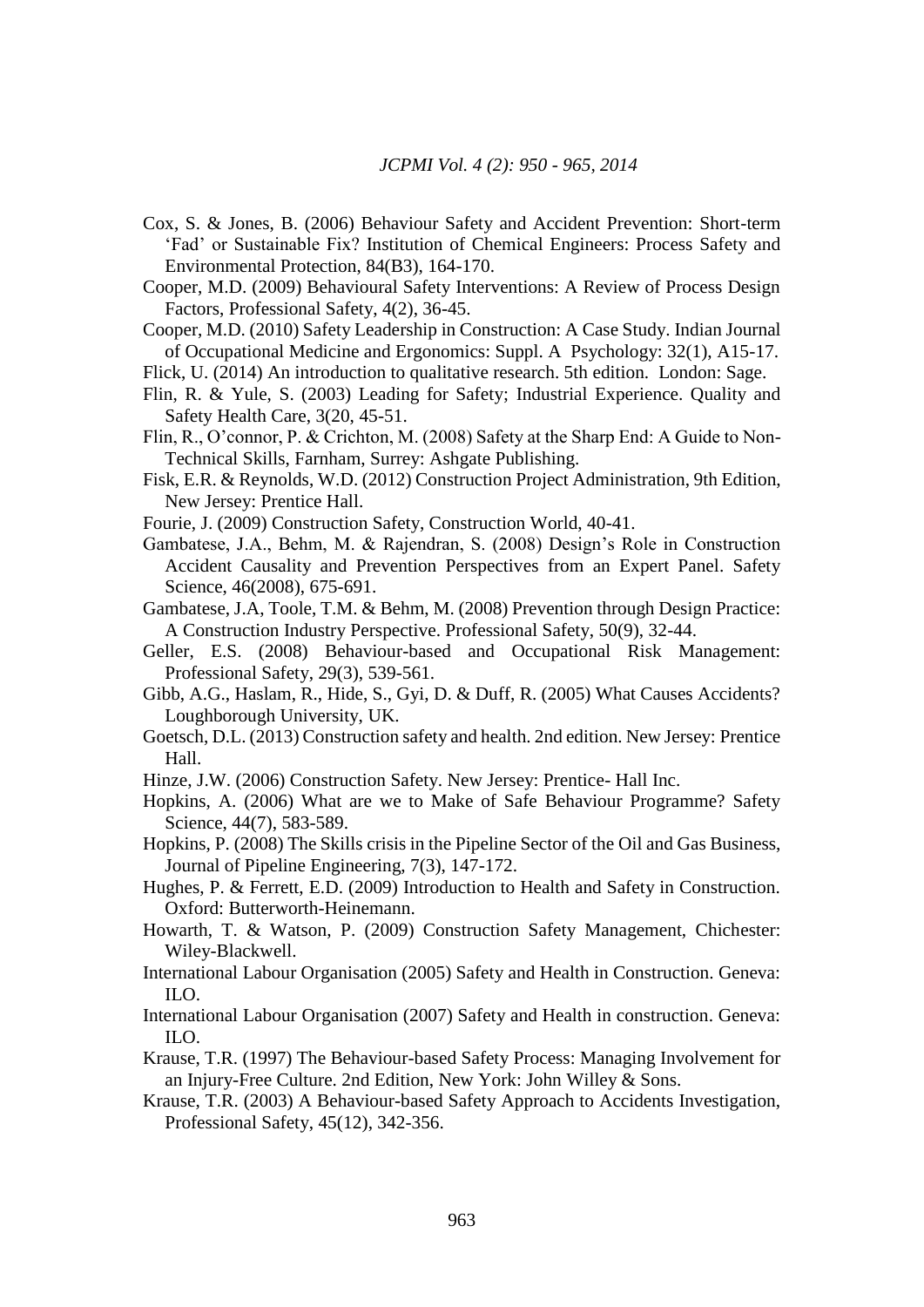Cox, S. & Jones, B. (2006) Behaviour Safety and Accident Prevention: Short-term 'Fad' or Sustainable Fix? Institution of Chemical Engineers: Process Safety and Environmental Protection, 84(B3), 164-170.

Cooper, M.D. (2009) Behavioural Safety Interventions: A Review of Process Design Factors, Professional Safety, 4(2), 36-45.

Cooper, M.D. (2010) Safety Leadership in Construction: A Case Study. Indian Journal of Occupational Medicine and Ergonomics: Suppl. A Psychology: 32(1), A15-17.

Flick, U. (2014) An introduction to qualitative research. 5th edition. London: Sage.

Flin, R. & Yule, S. (2003) Leading for Safety; Industrial Experience. Quality and Safety Health Care, 3(20, 45-51.

Flin, R., O'connor, P. & Crichton, M. (2008) Safety at the Sharp End: A Guide to Non-Technical Skills, Farnham, Surrey: Ashgate Publishing.

Fisk, E.R. & Reynolds, W.D. (2012) Construction Project Administration, 9th Edition, New Jersey: Prentice Hall.

Fourie, J. (2009) Construction Safety, Construction World, 40-41.

Gambatese, J.A., Behm, M. & Rajendran, S. (2008) Design's Role in Construction Accident Causality and Prevention Perspectives from an Expert Panel. Safety Science, 46(2008), 675-691.

Gambatese, J.A, Toole, T.M. & Behm, M. (2008) Prevention through Design Practice: A Construction Industry Perspective. Professional Safety, 50(9), 32-44.

Geller, E.S. (2008) Behaviour-based and Occupational Risk Management: Professional Safety, 29(3), 539-561.

Gibb, A.G., Haslam, R., Hide, S., Gyi, D. & Duff, R. (2005) What Causes Accidents? Loughborough University, UK.

Goetsch, D.L. (2013) Construction safety and health. 2nd edition. New Jersey: Prentice Hall.

Hinze, J.W. (2006) Construction Safety. New Jersey: Prentice- Hall Inc.

Hopkins, A. (2006) What are we to Make of Safe Behaviour Programme? Safety Science, 44(7), 583-589.

Hopkins, P. (2008) The Skills crisis in the Pipeline Sector of the Oil and Gas Business, Journal of Pipeline Engineering, 7(3), 147-172.

Hughes, P. & Ferrett, E.D. (2009) Introduction to Health and Safety in Construction. Oxford: Butterworth-Heinemann.

Howarth, T. & Watson, P. (2009) Construction Safety Management, Chichester: Wiley-Blackwell.

International Labour Organisation (2005) Safety and Health in Construction. Geneva: ILO.

International Labour Organisation (2007) Safety and Health in construction. Geneva: ILO.

Krause, T.R. (1997) The Behaviour-based Safety Process: Managing Involvement for an Injury-Free Culture. 2nd Edition, New York: John Willey & Sons.

Krause, T.R. (2003) A Behaviour-based Safety Approach to Accidents Investigation, Professional Safety, 45(12), 342-356.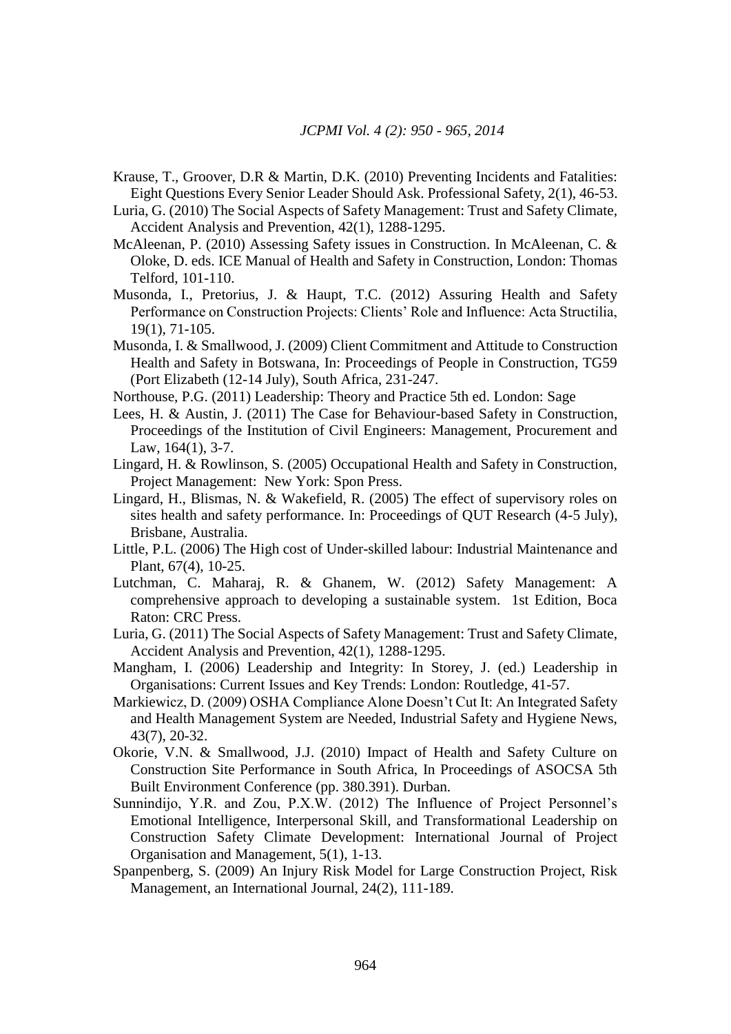Krause, T., Groover, D.R & Martin, D.K. (2010) Preventing Incidents and Fatalities: Eight Questions Every Senior Leader Should Ask. Professional Safety, 2(1), 46-53.

Luria, G. (2010) The Social Aspects of Safety Management: Trust and Safety Climate, Accident Analysis and Prevention, 42(1), 1288-1295.

McAleenan, P. (2010) Assessing Safety issues in Construction. In McAleenan, C. & Oloke, D. eds. ICE Manual of Health and Safety in Construction, London: Thomas Telford, 101-110.

Musonda, I., Pretorius, J. & Haupt, T.C. (2012) Assuring Health and Safety Performance on Construction Projects: Clients' Role and Influence: Acta Structilia, 19(1), 71-105.

Musonda, I. & Smallwood, J. (2009) Client Commitment and Attitude to Construction Health and Safety in Botswana, In: Proceedings of People in Construction, TG59 (Port Elizabeth (12-14 July), South Africa, 231-247.

Northouse, P.G. (2011) Leadership: Theory and Practice 5th ed. London: Sage

Lees, H. & Austin, J. (2011) The Case for Behaviour-based Safety in Construction, Proceedings of the Institution of Civil Engineers: Management, Procurement and Law, 164(1), 3-7.

Lingard, H. & Rowlinson, S. (2005) Occupational Health and Safety in Construction, Project Management: New York: Spon Press.

Lingard, H., Blismas, N. & Wakefield, R. (2005) The effect of supervisory roles on sites health and safety performance. In: Proceedings of QUT Research (4-5 July), Brisbane, Australia.

Little, P.L. (2006) The High cost of Under-skilled labour: Industrial Maintenance and Plant, 67(4), 10-25.

Lutchman, C. Maharaj, R. & Ghanem, W. (2012) Safety Management: A comprehensive approach to developing a sustainable system. 1st Edition, Boca Raton: CRC Press.

Luria, G. (2011) The Social Aspects of Safety Management: Trust and Safety Climate, Accident Analysis and Prevention, 42(1), 1288-1295.

Mangham, I. (2006) Leadership and Integrity: In Storey, J. (ed.) Leadership in Organisations: Current Issues and Key Trends: London: Routledge, 41-57.

Markiewicz, D. (2009) OSHA Compliance Alone Doesn't Cut It: An Integrated Safety and Health Management System are Needed, Industrial Safety and Hygiene News, 43(7), 20-32.

Okorie, V.N. & Smallwood, J.J. (2010) Impact of Health and Safety Culture on Construction Site Performance in South Africa, In Proceedings of ASOCSA 5th Built Environment Conference (pp. 380.391). Durban.

Sunnindijo, Y.R. and Zou, P.X.W. (2012) The Influence of Project Personnel's Emotional Intelligence, Interpersonal Skill, and Transformational Leadership on Construction Safety Climate Development: International Journal of Project Organisation and Management, 5(1), 1-13.

Spanpenberg, S. (2009) An Injury Risk Model for Large Construction Project, Risk Management, an International Journal, 24(2), 111-189.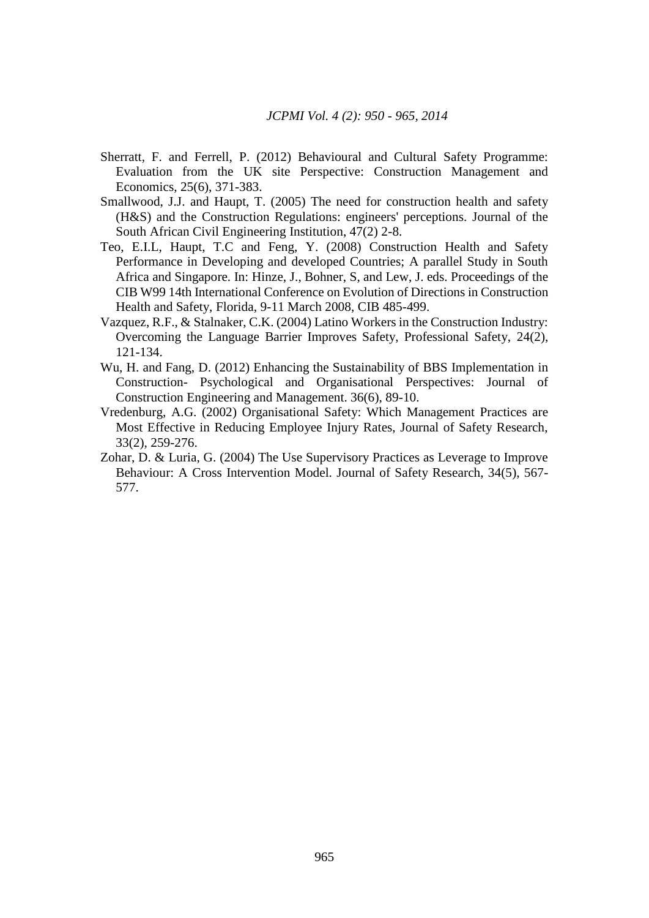Sherratt, F. and Ferrell, P. (2012) Behavioural and Cultural Safety Programme: Evaluation from the UK site Perspective: Construction Management and Economics, 25(6), 371-383.

Smallwood, J.J. and Haupt, T. (2005) The need for construction health and safety (H&S) and the Construction Regulations: engineers' perceptions. Journal of the South African Civil Engineering Institution, 47(2) 2-8.

Teo, E.I.L, Haupt, T.C and Feng, Y. (2008) Construction Health and Safety Performance in Developing and developed Countries; A parallel Study in South Africa and Singapore. In: Hinze, J., Bohner, S, and Lew, J. eds. Proceedings of the CIB W99 14th International Conference on Evolution of Directions in Construction Health and Safety, Florida, 9-11 March 2008, CIB 485-499.

Vazquez, R.F., & Stalnaker, C.K. (2004) Latino Workers in the Construction Industry: Overcoming the Language Barrier Improves Safety, Professional Safety, 24(2), 121-134.

Wu, H. and Fang, D. (2012) Enhancing the Sustainability of BBS Implementation in Construction- Psychological and Organisational Perspectives: Journal of Construction Engineering and Management. 36(6), 89-10.

Vredenburg, A.G. (2002) Organisational Safety: Which Management Practices are Most Effective in Reducing Employee Injury Rates, Journal of Safety Research, 33(2), 259-276.

Zohar, D. & Luria, G. (2004) The Use Supervisory Practices as Leverage to Improve Behaviour: A Cross Intervention Model. Journal of Safety Research, 34(5), 567-577.